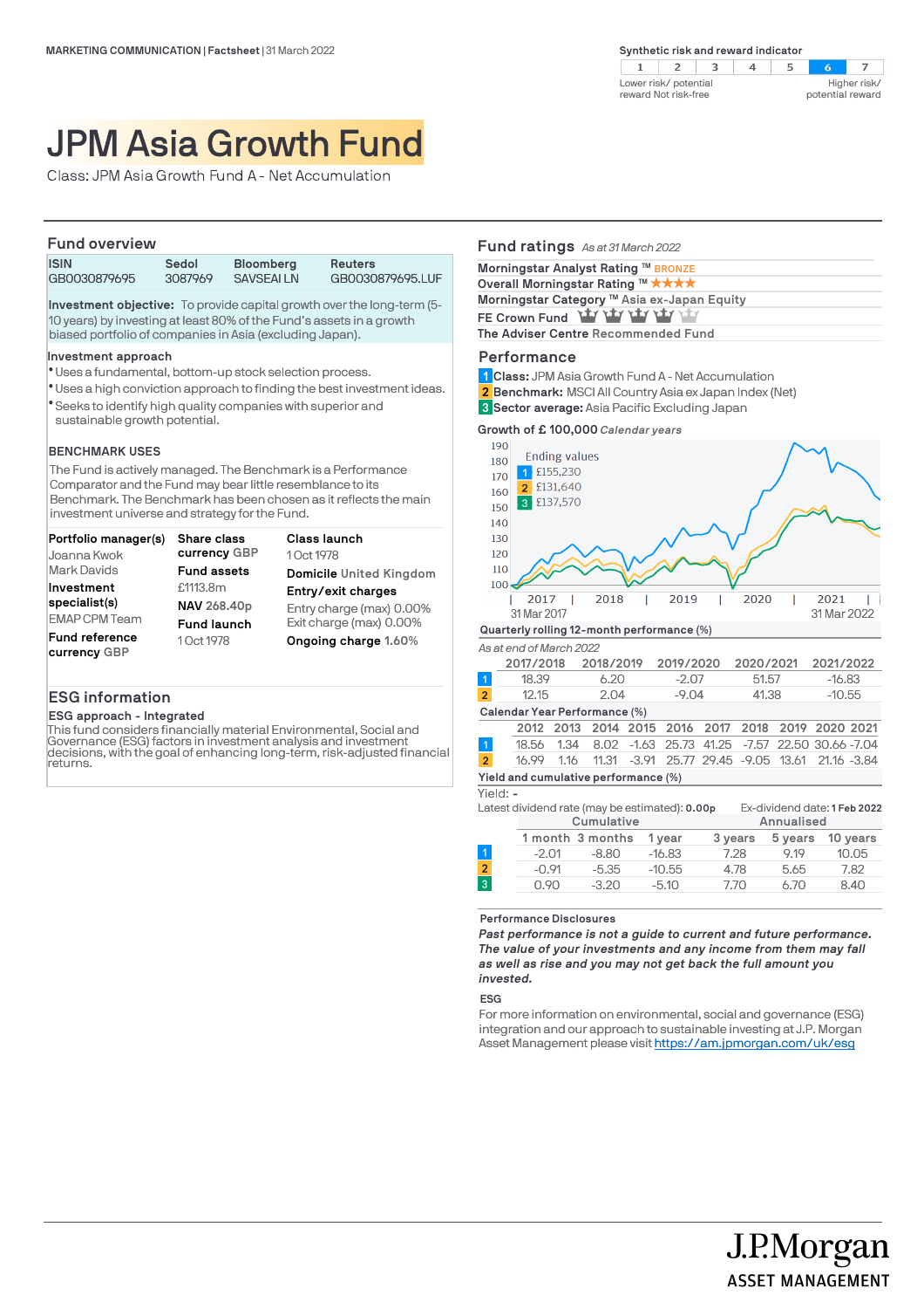MARKETING COMMUNICATION | Factsheet | 31 March 2022

**Synthetic risk and reward indicator**

| 1 | 2 | 3 | 4 | 5 | **6** | 7 |
|---|---|---|---|---|---|---|

Lower risk/ potential reward Not risk-free — Higher risk/ potential reward

# JPM Asia Growth Fund

Class: JPM Asia Growth Fund A - Net Accumulation

## Fund overview

| ISIN | Sedol | Bloomberg | Reuters |
|---|---|---|---|
| GB0030879695 | 3087969 | SAVSEAI LN | GB0030879695.LUF |

**Investment objective:** To provide capital growth over the long-term (5-10 years) by investing at least 80% of the Fund's assets in a growth biased portfolio of companies in Asia (excluding Japan).

**Investment approach**

- Uses a fundamental, bottom-up stock selection process.
- Uses a high conviction approach to finding the best investment ideas.
- Seeks to identify high quality companies with superior and sustainable growth potential.

**BENCHMARK USES**

The Fund is actively managed. The Benchmark is a Performance Comparator and the Fund may bear little resemblance to its Benchmark. The Benchmark has been chosen as it reflects the main investment universe and strategy for the Fund.

**Portfolio manager(s)**
Joanna Kwok
Mark Davids

**Investment specialist(s)**
EMAP CPM Team

**Fund reference currency** GBP

**Share class currency** GBP

**Fund assets**
£1113.8m

**NAV** 268.40p

**Fund launch**
1 Oct 1978

**Class launch**
1 Oct 1978

**Domicile** United Kingdom

**Entry/exit charges**
Entry charge (max) 0.00%
Exit charge (max) 0.00%

**Ongoing charge** 1.60%

## ESG information

**ESG approach - Integrated**

This fund considers financially material Environmental, Social and Governance (ESG) factors in investment analysis and investment decisions, with the goal of enhancing long-term, risk-adjusted financial returns.

## Fund ratings *As at 31 March 2022*

**Morningstar Analyst Rating** ™ BRONZE

**Overall Morningstar Rating** ™ ★★★★

**Morningstar Category** ™ Asia ex-Japan Equity

**FE Crown Fund**

**The Adviser Centre** Recommended Fund

## Performance

1 **Class:** JPM Asia Growth Fund A - Net Accumulation

2 **Benchmark:** MSCI All Country Asia ex Japan Index (Net)

3 **Sector average:** Asia Pacific Excluding Japan

**Growth of £ 100,000** *Calendar years*

Ending values
1 £155,230
2 £131,640
3 £137,570

31 Mar 2017 — 31 Mar 2022

**Quarterly rolling 12-month performance (%)**

*As at end of March 2022*

| | 2017/2018 | 2018/2019 | 2019/2020 | 2020/2021 | 2021/2022 |
|---|---|---|---|---|---|
| 1 | 18.39 | 6.20 | -2.07 | 51.57 | -16.83 |
| 2 | 12.15 | 2.04 | -9.04 | 41.38 | -10.55 |

**Calendar Year Performance (%)**

| | 2012 | 2013 | 2014 | 2015 | 2016 | 2017 | 2018 | 2019 | 2020 | 2021 |
|---|---|---|---|---|---|---|---|---|---|---|
| 1 | 18.56 | 1.34 | 8.02 | -1.63 | 25.73 | 41.25 | -7.57 | 22.50 | 30.66 | -7.04 |
| 2 | 16.99 | 1.16 | 11.31 | -3.91 | 25.77 | 29.45 | -9.05 | 13.61 | 21.16 | -3.84 |

**Yield and cumulative performance (%)**

Yield: -

Latest dividend rate (may be estimated): 0.00p — Ex-dividend date: 1 Feb 2022

| | Cumulative | | | Annualised | | |
|---|---|---|---|---|---|---|
| | 1 month | 3 months | 1 year | 3 years | 5 years | 10 years |
| 1 | -2.01 | -8.80 | -16.83 | 7.28 | 9.19 | 10.05 |
| 2 | -0.91 | -5.35 | -10.55 | 4.78 | 5.65 | 7.82 |
| 3 | 0.90 | -3.20 | -5.10 | 7.70 | 6.70 | 8.40 |

**Performance Disclosures**

***Past performance is not a guide to current and future performance. The value of your investments and any income from them may fall as well as rise and you may not get back the full amount you invested.***

**ESG**

For more information on environmental, social and governance (ESG) integration and our approach to sustainable investing at J.P. Morgan Asset Management please visit https://am.jpmorgan.com/uk/esg

J.P.Morgan ASSET MANAGEMENT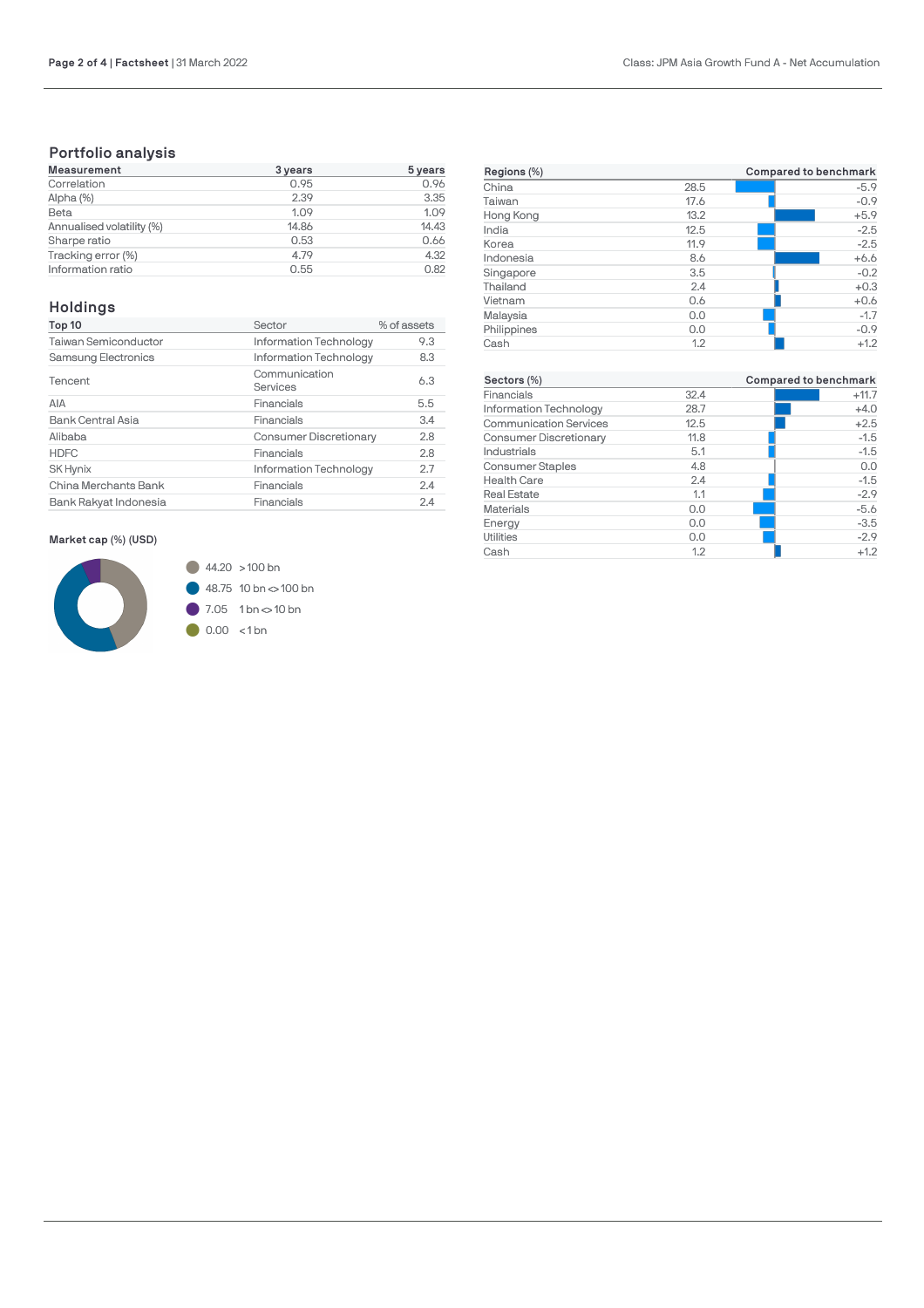## Portfolio analysis

| Measurement | 3 years | 5 years |
|---|---|---|
| Correlation | 0.95 | 0.96 |
| Alpha (%) | 2.39 | 3.35 |
| Beta | 1.09 | 1.09 |
| Annualised volatility (%) | 14.86 | 14.43 |
| Sharpe ratio | 0.53 | 0.66 |
| Tracking error (%) | 4.79 | 4.32 |
| Information ratio | 0.55 | 0.82 |

## Holdings

| Top 10 | Sector | % of assets |
|---|---|---|
| Taiwan Semiconductor | Information Technology | 9.3 |
| Samsung Electronics | Information Technology | 8.3 |
| Tencent | Communication Services | 6.3 |
| AIA | Financials | 5.5 |
| Bank Central Asia | Financials | 3.4 |
| Alibaba | Consumer Discretionary | 2.8 |
| HDFC | Financials | 2.8 |
| SK Hynix | Information Technology | 2.7 |
| China Merchants Bank | Financials | 2.4 |
| Bank Rakyat Indonesia | Financials | 2.4 |

**Market cap (%) (USD)**

- 44.20 > 100 bn
- 48.75 10 bn <> 100 bn
- 7.05 1 bn <> 10 bn
- 0.00 < 1 bn

| Regions (%) | | Compared to benchmark |
|---|---|---|
| China | 28.5 | -5.9 |
| Taiwan | 17.6 | -0.9 |
| Hong Kong | 13.2 | +5.9 |
| India | 12.5 | -2.5 |
| Korea | 11.9 | -2.5 |
| Indonesia | 8.6 | +6.6 |
| Singapore | 3.5 | -0.2 |
| Thailand | 2.4 | +0.3 |
| Vietnam | 0.6 | +0.6 |
| Malaysia | 0.0 | -1.7 |
| Philippines | 0.0 | -0.9 |
| Cash | 1.2 | +1.2 |

| Sectors (%) | | Compared to benchmark |
|---|---|---|
| Financials | 32.4 | +11.7 |
| Information Technology | 28.7 | +4.0 |
| Communication Services | 12.5 | +2.5 |
| Consumer Discretionary | 11.8 | -1.5 |
| Industrials | 5.1 | -1.5 |
| Consumer Staples | 4.8 | 0.0 |
| Health Care | 2.4 | -1.5 |
| Real Estate | 1.1 | -2.9 |
| Materials | 0.0 | -5.6 |
| Energy | 0.0 | -3.5 |
| Utilities | 0.0 | -2.9 |
| Cash | 1.2 | +1.2 |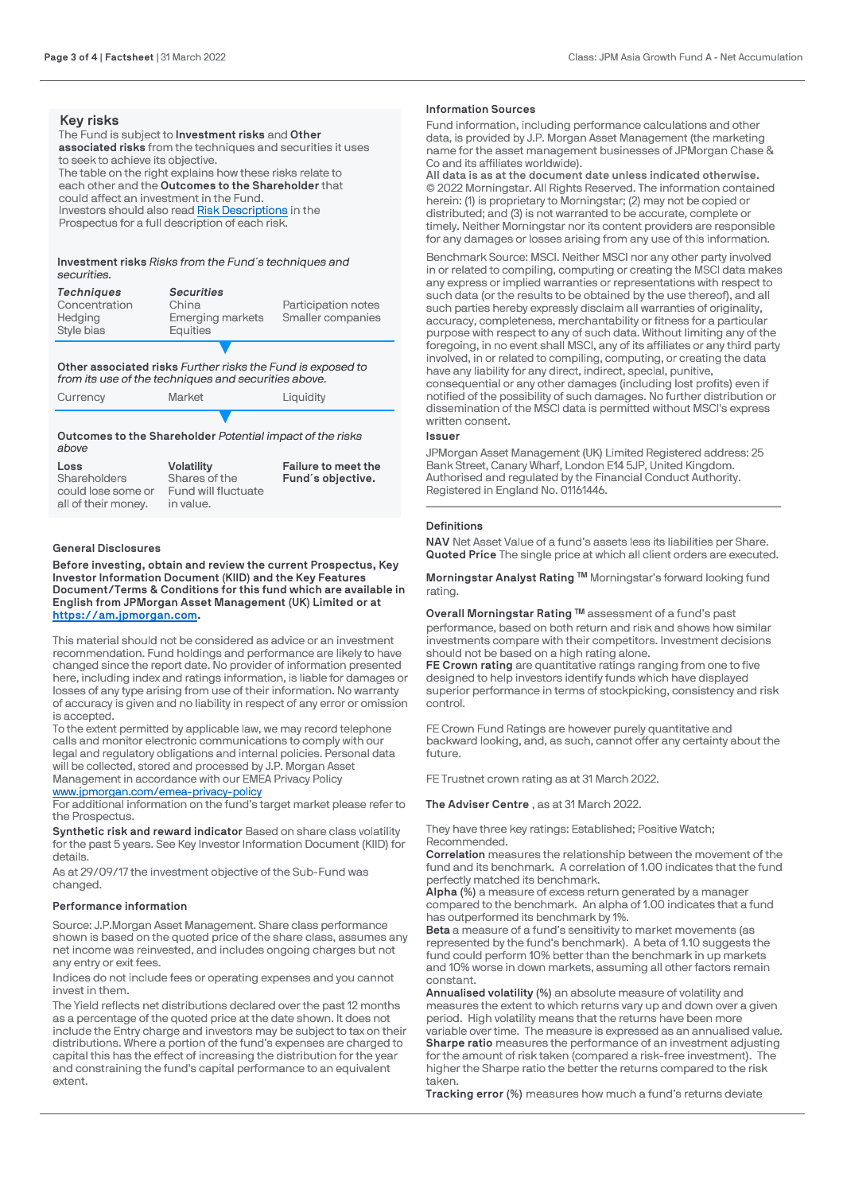## Key risks

The Fund is subject to **Investment risks** and **Other associated risks** from the techniques and securities it uses to seek to achieve its objective.

The table on the right explains how these risks relate to each other and the **Outcomes to the Shareholder** that could affect an investment in the Fund.

Investors should also read Risk Descriptions in the Prospectus for a full description of each risk.

**Investment risks** *Risks from the Fund´s techniques and securities.*

| *Techniques* | *Securities* | |
|---|---|---|
| Concentration | China | Participation notes |
| Hedging | Emerging markets | Smaller companies |
| Style bias | Equities | |

**Other associated risks** *Further risks the Fund is exposed to from its use of the techniques and securities above.*

| | | |
|---|---|---|
| Currency | Market | Liquidity |

**Outcomes to the Shareholder** *Potential impact of the risks above*

| **Loss** | **Volatility** | **Failure to meet the Fund´s objective.** |
|---|---|---|
| Shareholders could lose some or all of their money. | Shares of the Fund will fluctuate in value. | |

### General Disclosures

**Before investing, obtain and review the current Prospectus, Key Investor Information Document (KIID) and the Key Features Document/Terms & Conditions for this fund which are available in English from JPMorgan Asset Management (UK) Limited or at https://am.jpmorgan.com.**

This material should not be considered as advice or an investment recommendation. Fund holdings and performance are likely to have changed since the report date. No provider of information presented here, including index and ratings information, is liable for damages or losses of any type arising from use of their information. No warranty of accuracy is given and no liability in respect of any error or omission is accepted.

To the extent permitted by applicable law, we may record telephone calls and monitor electronic communications to comply with our legal and regulatory obligations and internal policies. Personal data will be collected, stored and processed by J.P. Morgan Asset Management in accordance with our EMEA Privacy Policy www.jpmorgan.com/emea-privacy-policy

For additional information on the fund's target market please refer to the Prospectus.

**Synthetic risk and reward indicator** Based on share class volatility for the past 5 years. See Key Investor Information Document (KIID) for details.

As at 29/09/17 the investment objective of the Sub-Fund was changed.

### Performance information

Source: J.P.Morgan Asset Management. Share class performance shown is based on the quoted price of the share class, assumes any net income was reinvested, and includes ongoing charges but not any entry or exit fees.

Indices do not include fees or operating expenses and you cannot invest in them.

The Yield reflects net distributions declared over the past 12 months as a percentage of the quoted price at the date shown. It does not include the Entry charge and investors may be subject to tax on their distributions. Where a portion of the fund's expenses are charged to capital this has the effect of increasing the distribution for the year and constraining the fund's capital performance to an equivalent extent.

### Information Sources

Fund information, including performance calculations and other data, is provided by J.P. Morgan Asset Management (the marketing name for the asset management businesses of JPMorgan Chase & Co and its affiliates worldwide).

**All data is as at the document date unless indicated otherwise.**

© 2022 Morningstar. All Rights Reserved. The information contained herein: (1) is proprietary to Morningstar; (2) may not be copied or distributed; and (3) is not warranted to be accurate, complete or timely. Neither Morningstar nor its content providers are responsible for any damages or losses arising from any use of this information.

Benchmark Source: MSCI. Neither MSCI nor any other party involved in or related to compiling, computing or creating the MSCI data makes any express or implied warranties or representations with respect to such data (or the results to be obtained by the use thereof), and all such parties hereby expressly disclaim all warranties of originality, accuracy, completeness, merchantability or fitness for a particular purpose with respect to any of such data. Without limiting any of the foregoing, in no event shall MSCI, any of its affiliates or any third party involved in or related to compiling, computing, or creating the data have any liability for any direct, indirect, special, punitive, consequential or any other damages (including lost profits) even if notified of the possibility of such damages. No further distribution or dissemination of the MSCI data is permitted without MSCI's express written consent.

### Issuer

JPMorgan Asset Management (UK) Limited Registered address: 25 Bank Street, Canary Wharf, London E14 5JP, United Kingdom. Authorised and regulated by the Financial Conduct Authority. Registered in England No. 01161446.

### Definitions

**NAV** Net Asset Value of a fund's assets less its liabilities per Share.
**Quoted Price** The single price at which all client orders are executed.

**Morningstar Analyst Rating ™** Morningstar's forward looking fund rating.

**Overall Morningstar Rating ™** assessment of a fund's past performance, based on both return and risk and shows how similar investments compare with their competitors. Investment decisions should not be based on a high rating alone.

**FE Crown rating** are quantitative ratings ranging from one to five designed to help investors identify funds which have displayed superior performance in terms of stockpicking, consistency and risk control.

FE Crown Fund Ratings are however purely quantitative and backward looking, and, as such, cannot offer any certainty about the future.

FE Trustnet crown rating as at 31 March 2022.

**The Adviser Centre** , as at 31 March 2022.

They have three key ratings: Established; Positive Watch; Recommended.

**Correlation** measures the relationship between the movement of the fund and its benchmark. A correlation of 1.00 indicates that the fund perfectly matched its benchmark.

**Alpha (%)** a measure of excess return generated by a manager compared to the benchmark. An alpha of 1.00 indicates that a fund has outperformed its benchmark by 1%.

**Beta** a measure of a fund's sensitivity to market movements (as represented by the fund's benchmark). A beta of 1.10 suggests the fund could perform 10% better than the benchmark in up markets and 10% worse in down markets, assuming all other factors remain constant.

**Annualised volatility (%)** an absolute measure of volatility and measures the extent to which returns vary up and down over a given period. High volatility means that the returns have been more variable over time. The measure is expressed as an annualised value.

**Sharpe ratio** measures the performance of an investment adjusting for the amount of risk taken (compared a risk-free investment). The higher the Sharpe ratio the better the returns compared to the risk taken.

**Tracking error (%)** measures how much a fund's returns deviate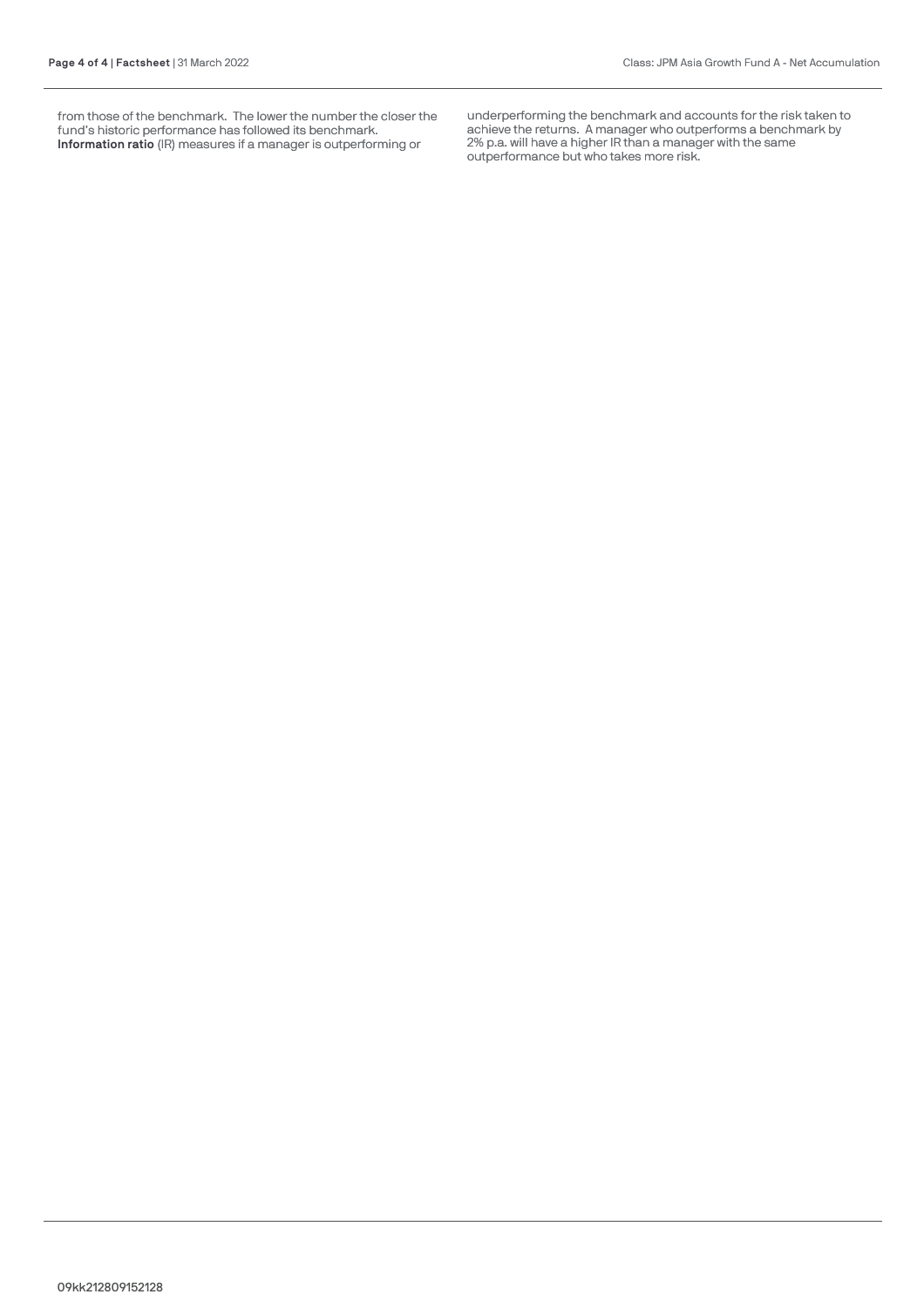from those of the benchmark. The lower the number the closer the fund's historic performance has followed its benchmark.
**Information ratio** (IR) measures if a manager is outperforming or underperforming the benchmark and accounts for the risk taken to achieve the returns. A manager who outperforms a benchmark by 2% p.a. will have a higher IR than a manager with the same outperformance but who takes more risk.

09kk212809152128